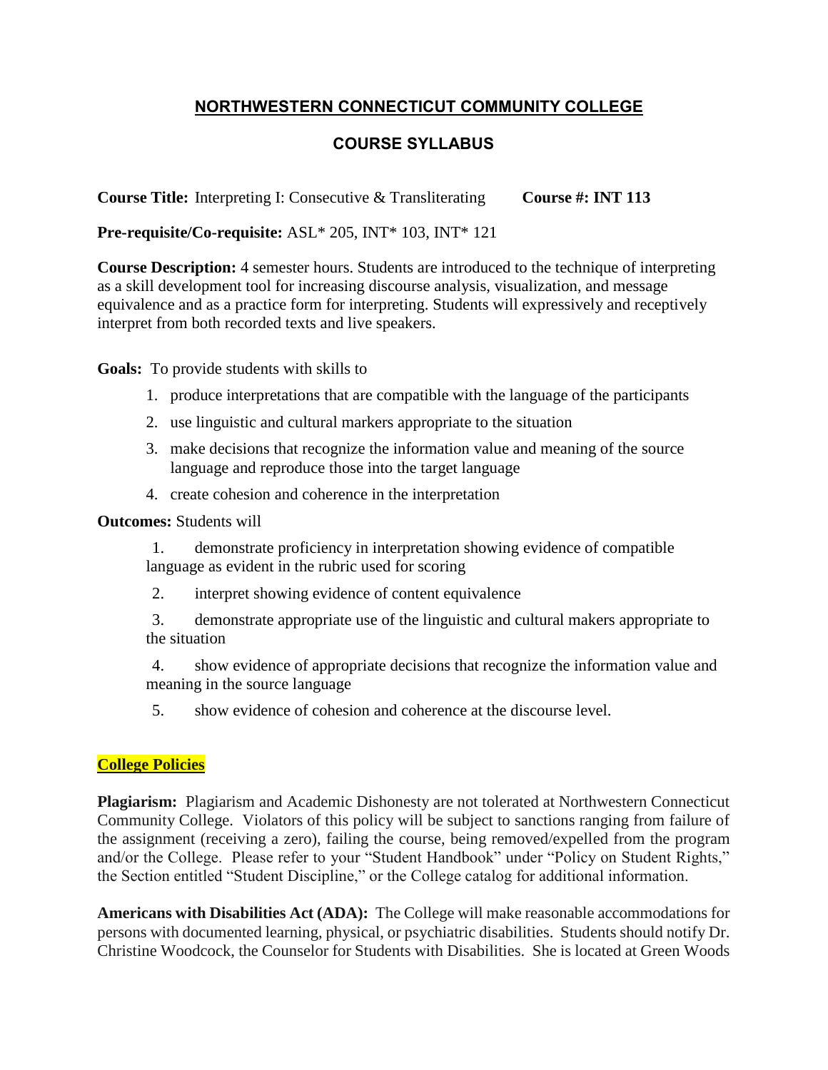# NORTHWESTERN CONNECTICUT COMMUNITY COLLEGE

## COURSE SYLLABUS

**Course Title:** Interpreting I: Consecutive & Transliterating **Course #: INT 113**

**Pre-requisite/Co-requisite:** ASL* 205, INT* 103, INT* 121

**Course Description:** 4 semester hours. Students are introduced to the technique of interpreting as a skill development tool for increasing discourse analysis, visualization, and message equivalence and as a practice form for interpreting. Students will expressively and receptively interpret from both recorded texts and live speakers.

**Goals:** To provide students with skills to

1. produce interpretations that are compatible with the language of the participants
2. use linguistic and cultural markers appropriate to the situation
3. make decisions that recognize the information value and meaning of the source language and reproduce those into the target language
4. create cohesion and coherence in the interpretation

**Outcomes:** Students will

1. demonstrate proficiency in interpretation showing evidence of compatible language as evident in the rubric used for scoring
2. interpret showing evidence of content equivalence
3. demonstrate appropriate use of the linguistic and cultural makers appropriate to the situation
4. show evidence of appropriate decisions that recognize the information value and meaning in the source language
5. show evidence of cohesion and coherence at the discourse level.

**College Policies**

**Plagiarism:** Plagiarism and Academic Dishonesty are not tolerated at Northwestern Connecticut Community College. Violators of this policy will be subject to sanctions ranging from failure of the assignment (receiving a zero), failing the course, being removed/expelled from the program and/or the College. Please refer to your "Student Handbook" under "Policy on Student Rights," the Section entitled "Student Discipline," or the College catalog for additional information.

**Americans with Disabilities Act (ADA):** The College will make reasonable accommodations for persons with documented learning, physical, or psychiatric disabilities. Students should notify Dr. Christine Woodcock, the Counselor for Students with Disabilities. She is located at Green Woods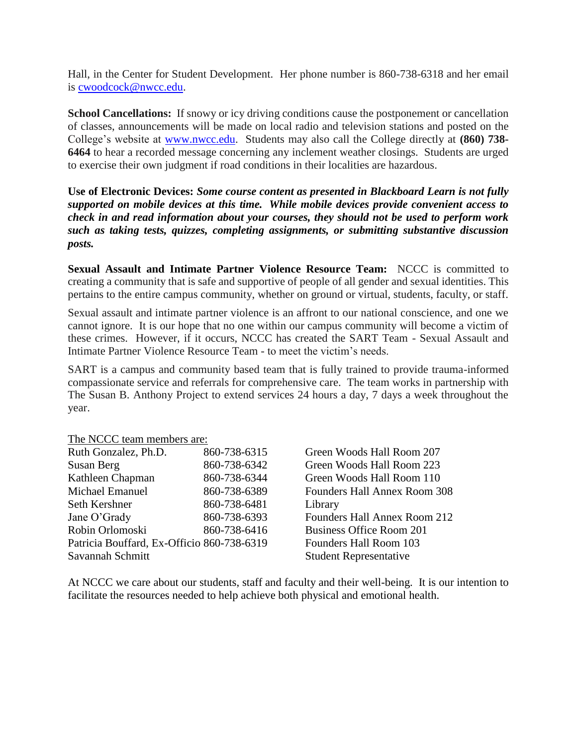Hall, in the Center for Student Development. Her phone number is 860-738-6318 and her email is cwoodcock@nwcc.edu.

**School Cancellations:** If snowy or icy driving conditions cause the postponement or cancellation of classes, announcements will be made on local radio and television stations and posted on the College's website at www.nwcc.edu. Students may also call the College directly at **(860) 738-6464** to hear a recorded message concerning any inclement weather closings. Students are urged to exercise their own judgment if road conditions in their localities are hazardous.

**Use of Electronic Devices:** ***Some course content as presented in Blackboard Learn is not fully supported on mobile devices at this time. While mobile devices provide convenient access to check in and read information about your courses, they should not be used to perform work such as taking tests, quizzes, completing assignments, or submitting substantive discussion posts.***

**Sexual Assault and Intimate Partner Violence Resource Team:** NCCC is committed to creating a community that is safe and supportive of people of all gender and sexual identities. This pertains to the entire campus community, whether on ground or virtual, students, faculty, or staff.

Sexual assault and intimate partner violence is an affront to our national conscience, and one we cannot ignore. It is our hope that no one within our campus community will become a victim of these crimes. However, if it occurs, NCCC has created the SART Team - Sexual Assault and Intimate Partner Violence Resource Team - to meet the victim's needs.

SART is a campus and community based team that is fully trained to provide trauma-informed compassionate service and referrals for comprehensive care. The team works in partnership with The Susan B. Anthony Project to extend services 24 hours a day, 7 days a week throughout the year.

The NCCC team members are:

| | | |
|---|---|---|
| Ruth Gonzalez, Ph.D. | 860-738-6315 | Green Woods Hall Room 207 |
| Susan Berg | 860-738-6342 | Green Woods Hall Room 223 |
| Kathleen Chapman | 860-738-6344 | Green Woods Hall Room 110 |
| Michael Emanuel | 860-738-6389 | Founders Hall Annex Room 308 |
| Seth Kershner | 860-738-6481 | Library |
| Jane O'Grady | 860-738-6393 | Founders Hall Annex Room 212 |
| Robin Orlomoski | 860-738-6416 | Business Office Room 201 |
| Patricia Bouffard, Ex-Officio | 860-738-6319 | Founders Hall Room 103 |
| Savannah Schmitt | | Student Representative |

At NCCC we care about our students, staff and faculty and their well-being. It is our intention to facilitate the resources needed to help achieve both physical and emotional health.